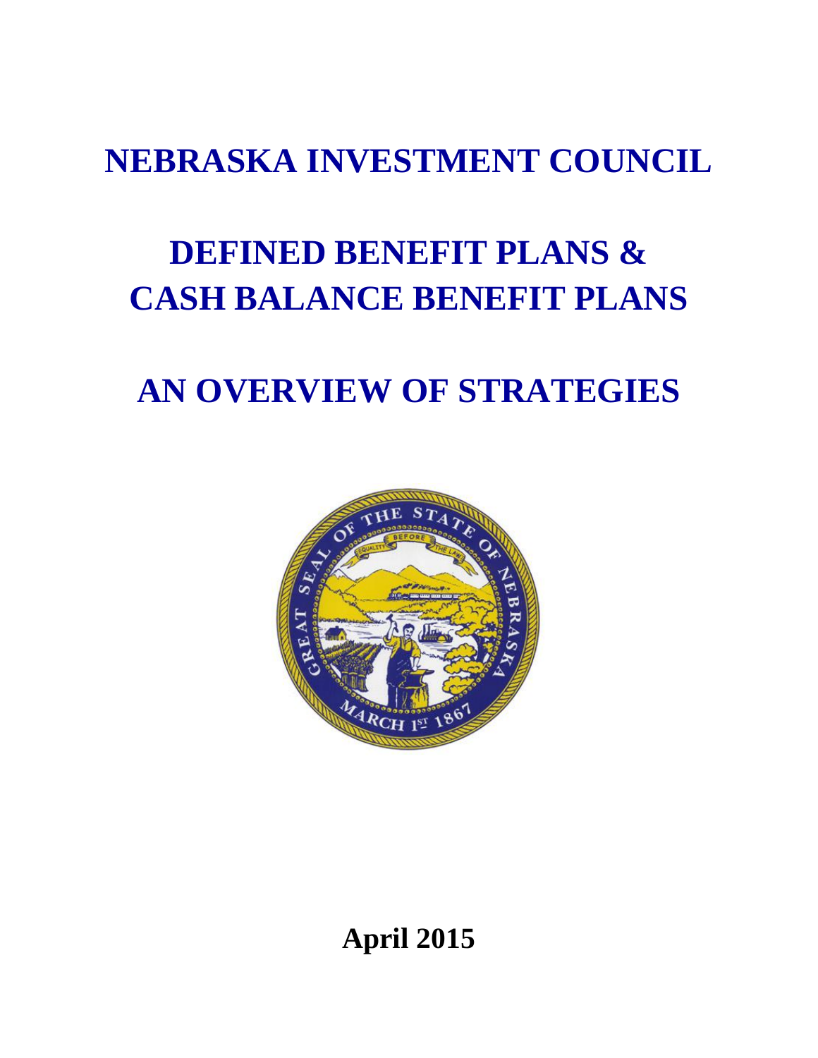# NEBRASKA INVESTMENT COUNCIL

# DEFINED BENEFIT PLANS & CASH BALANCE BENEFIT PLANS

# AN OVERVIEW OF STRATEGIES

**April 2015**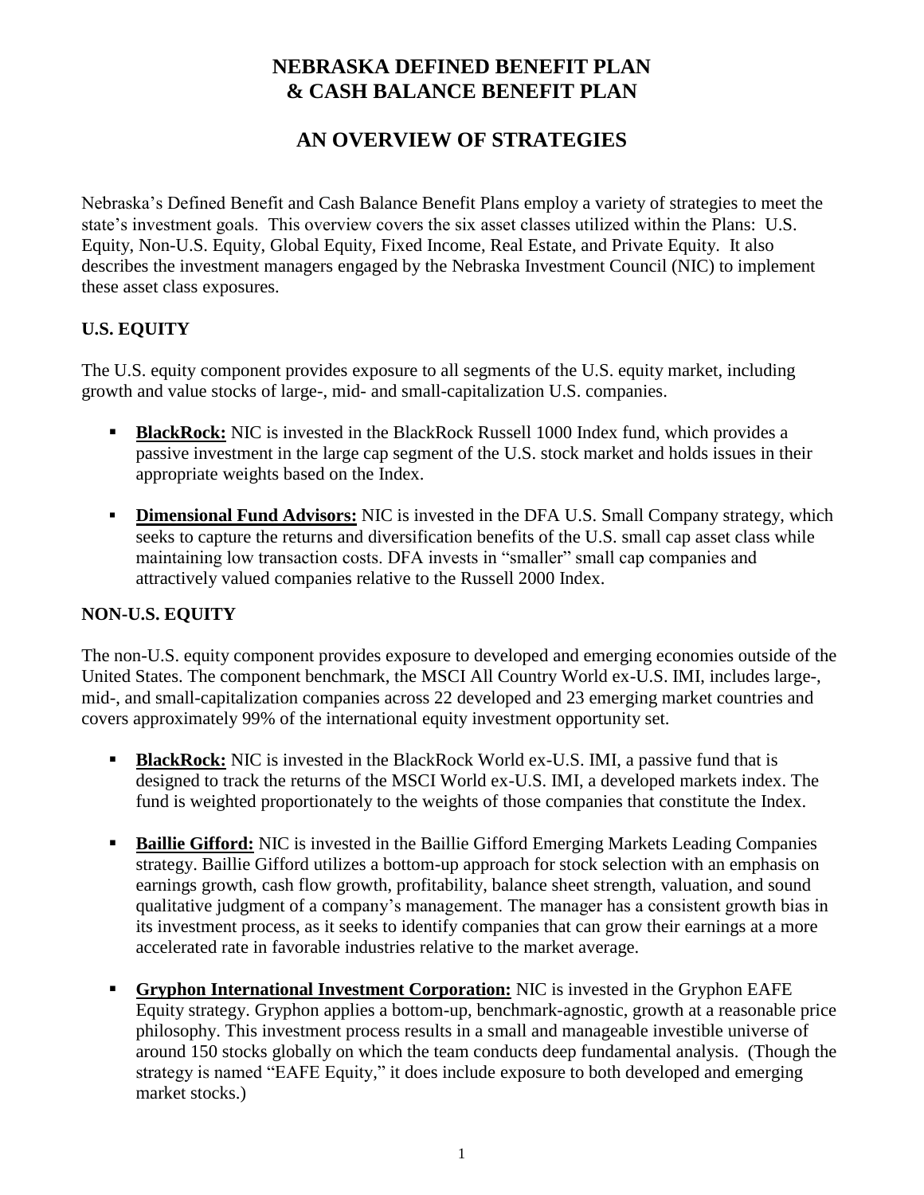# NEBRASKA DEFINED BENEFIT PLAN
# & CASH BALANCE BENEFIT PLAN

## AN OVERVIEW OF STRATEGIES

Nebraska's Defined Benefit and Cash Balance Benefit Plans employ a variety of strategies to meet the state's investment goals. This overview covers the six asset classes utilized within the Plans: U.S. Equity, Non-U.S. Equity, Global Equity, Fixed Income, Real Estate, and Private Equity. It also describes the investment managers engaged by the Nebraska Investment Council (NIC) to implement these asset class exposures.

### U.S. EQUITY

The U.S. equity component provides exposure to all segments of the U.S. equity market, including growth and value stocks of large-, mid- and small-capitalization U.S. companies.

- **BlackRock:** NIC is invested in the BlackRock Russell 1000 Index fund, which provides a passive investment in the large cap segment of the U.S. stock market and holds issues in their appropriate weights based on the Index.
- **Dimensional Fund Advisors:** NIC is invested in the DFA U.S. Small Company strategy, which seeks to capture the returns and diversification benefits of the U.S. small cap asset class while maintaining low transaction costs. DFA invests in "smaller" small cap companies and attractively valued companies relative to the Russell 2000 Index.

### NON-U.S. EQUITY

The non-U.S. equity component provides exposure to developed and emerging economies outside of the United States. The component benchmark, the MSCI All Country World ex-U.S. IMI, includes large-, mid-, and small-capitalization companies across 22 developed and 23 emerging market countries and covers approximately 99% of the international equity investment opportunity set.

- **BlackRock:** NIC is invested in the BlackRock World ex-U.S. IMI, a passive fund that is designed to track the returns of the MSCI World ex-U.S. IMI, a developed markets index. The fund is weighted proportionately to the weights of those companies that constitute the Index.
- **Baillie Gifford:** NIC is invested in the Baillie Gifford Emerging Markets Leading Companies strategy. Baillie Gifford utilizes a bottom-up approach for stock selection with an emphasis on earnings growth, cash flow growth, profitability, balance sheet strength, valuation, and sound qualitative judgment of a company's management. The manager has a consistent growth bias in its investment process, as it seeks to identify companies that can grow their earnings at a more accelerated rate in favorable industries relative to the market average.
- **Gryphon International Investment Corporation:** NIC is invested in the Gryphon EAFE Equity strategy. Gryphon applies a bottom-up, benchmark-agnostic, growth at a reasonable price philosophy. This investment process results in a small and manageable investible universe of around 150 stocks globally on which the team conducts deep fundamental analysis. (Though the strategy is named "EAFE Equity," it does include exposure to both developed and emerging market stocks.)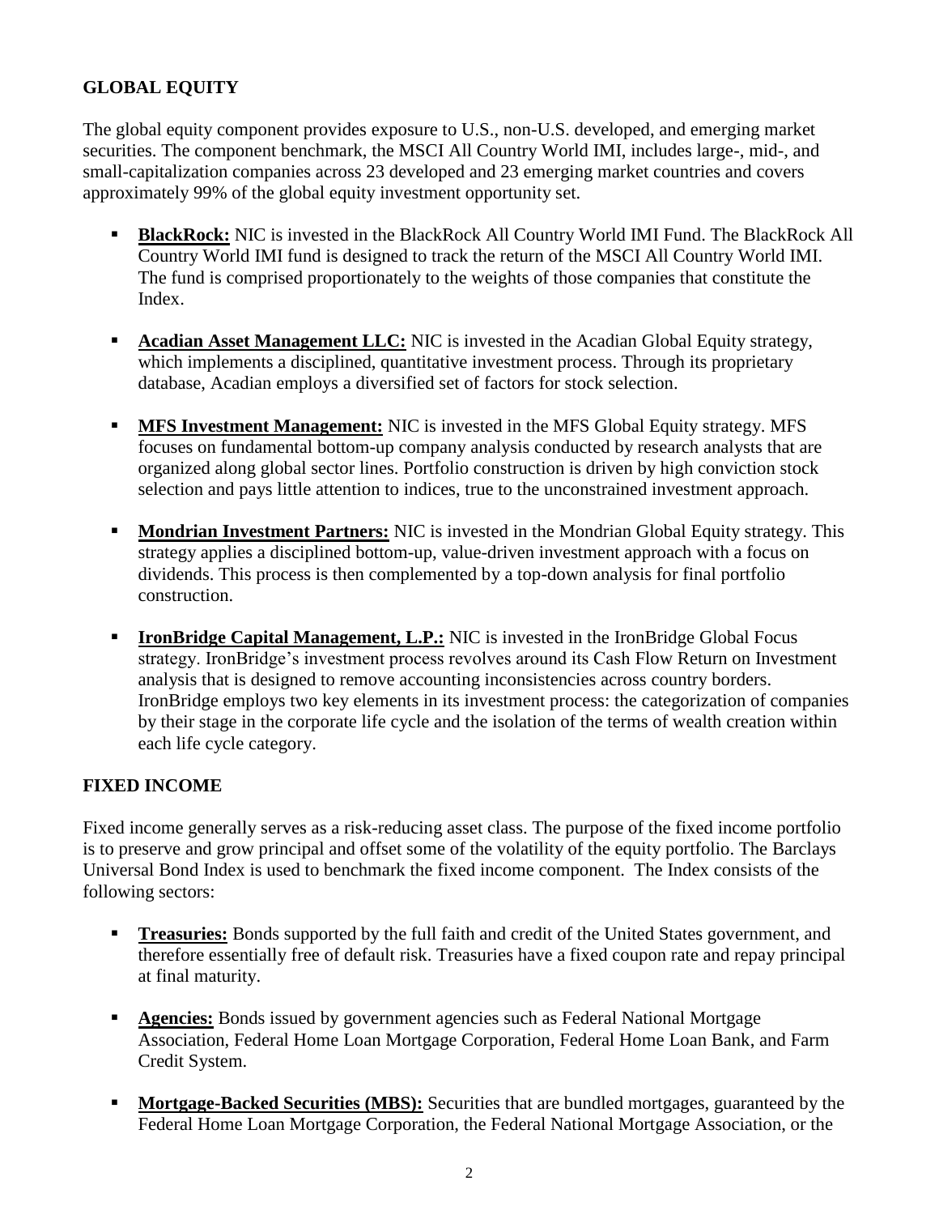## GLOBAL EQUITY

The global equity component provides exposure to U.S., non-U.S. developed, and emerging market securities. The component benchmark, the MSCI All Country World IMI, includes large-, mid-, and small-capitalization companies across 23 developed and 23 emerging market countries and covers approximately 99% of the global equity investment opportunity set.

- **BlackRock:** NIC is invested in the BlackRock All Country World IMI Fund. The BlackRock All Country World IMI fund is designed to track the return of the MSCI All Country World IMI. The fund is comprised proportionately to the weights of those companies that constitute the Index.
- **Acadian Asset Management LLC:** NIC is invested in the Acadian Global Equity strategy, which implements a disciplined, quantitative investment process. Through its proprietary database, Acadian employs a diversified set of factors for stock selection.
- **MFS Investment Management:** NIC is invested in the MFS Global Equity strategy. MFS focuses on fundamental bottom-up company analysis conducted by research analysts that are organized along global sector lines. Portfolio construction is driven by high conviction stock selection and pays little attention to indices, true to the unconstrained investment approach.
- **Mondrian Investment Partners:** NIC is invested in the Mondrian Global Equity strategy. This strategy applies a disciplined bottom-up, value-driven investment approach with a focus on dividends. This process is then complemented by a top-down analysis for final portfolio construction.
- **IronBridge Capital Management, L.P.:** NIC is invested in the IronBridge Global Focus strategy. IronBridge's investment process revolves around its Cash Flow Return on Investment analysis that is designed to remove accounting inconsistencies across country borders. IronBridge employs two key elements in its investment process: the categorization of companies by their stage in the corporate life cycle and the isolation of the terms of wealth creation within each life cycle category.

## FIXED INCOME

Fixed income generally serves as a risk-reducing asset class. The purpose of the fixed income portfolio is to preserve and grow principal and offset some of the volatility of the equity portfolio. The Barclays Universal Bond Index is used to benchmark the fixed income component. The Index consists of the following sectors:

- **Treasuries:** Bonds supported by the full faith and credit of the United States government, and therefore essentially free of default risk. Treasuries have a fixed coupon rate and repay principal at final maturity.
- **Agencies:** Bonds issued by government agencies such as Federal National Mortgage Association, Federal Home Loan Mortgage Corporation, Federal Home Loan Bank, and Farm Credit System.
- **Mortgage-Backed Securities (MBS):** Securities that are bundled mortgages, guaranteed by the Federal Home Loan Mortgage Corporation, the Federal National Mortgage Association, or the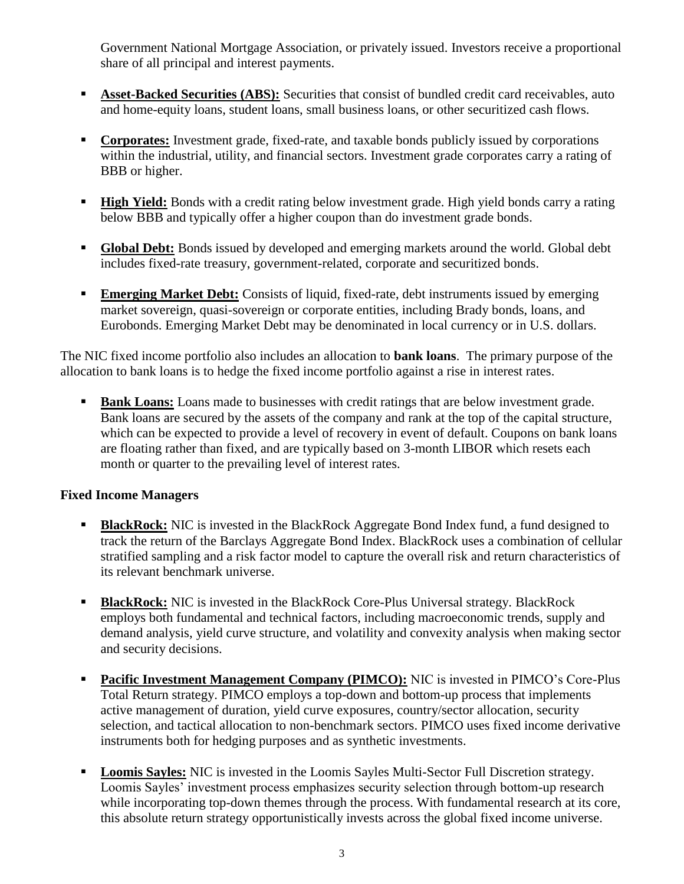Government National Mortgage Association, or privately issued. Investors receive a proportional share of all principal and interest payments.

- **Asset-Backed Securities (ABS):** Securities that consist of bundled credit card receivables, auto and home-equity loans, student loans, small business loans, or other securitized cash flows.
- **Corporates:** Investment grade, fixed-rate, and taxable bonds publicly issued by corporations within the industrial, utility, and financial sectors. Investment grade corporates carry a rating of BBB or higher.
- **High Yield:** Bonds with a credit rating below investment grade. High yield bonds carry a rating below BBB and typically offer a higher coupon than do investment grade bonds.
- **Global Debt:** Bonds issued by developed and emerging markets around the world. Global debt includes fixed-rate treasury, government-related, corporate and securitized bonds.
- **Emerging Market Debt:** Consists of liquid, fixed-rate, debt instruments issued by emerging market sovereign, quasi-sovereign or corporate entities, including Brady bonds, loans, and Eurobonds. Emerging Market Debt may be denominated in local currency or in U.S. dollars.

The NIC fixed income portfolio also includes an allocation to **bank loans**. The primary purpose of the allocation to bank loans is to hedge the fixed income portfolio against a rise in interest rates.

- **Bank Loans:** Loans made to businesses with credit ratings that are below investment grade. Bank loans are secured by the assets of the company and rank at the top of the capital structure, which can be expected to provide a level of recovery in event of default. Coupons on bank loans are floating rather than fixed, and are typically based on 3-month LIBOR which resets each month or quarter to the prevailing level of interest rates.

**Fixed Income Managers**

- **BlackRock:** NIC is invested in the BlackRock Aggregate Bond Index fund, a fund designed to track the return of the Barclays Aggregate Bond Index. BlackRock uses a combination of cellular stratified sampling and a risk factor model to capture the overall risk and return characteristics of its relevant benchmark universe.
- **BlackRock:** NIC is invested in the BlackRock Core-Plus Universal strategy. BlackRock employs both fundamental and technical factors, including macroeconomic trends, supply and demand analysis, yield curve structure, and volatility and convexity analysis when making sector and security decisions.
- **Pacific Investment Management Company (PIMCO):** NIC is invested in PIMCO's Core-Plus Total Return strategy. PIMCO employs a top-down and bottom-up process that implements active management of duration, yield curve exposures, country/sector allocation, security selection, and tactical allocation to non-benchmark sectors. PIMCO uses fixed income derivative instruments both for hedging purposes and as synthetic investments.
- **Loomis Sayles:** NIC is invested in the Loomis Sayles Multi-Sector Full Discretion strategy. Loomis Sayles' investment process emphasizes security selection through bottom-up research while incorporating top-down themes through the process. With fundamental research at its core, this absolute return strategy opportunistically invests across the global fixed income universe.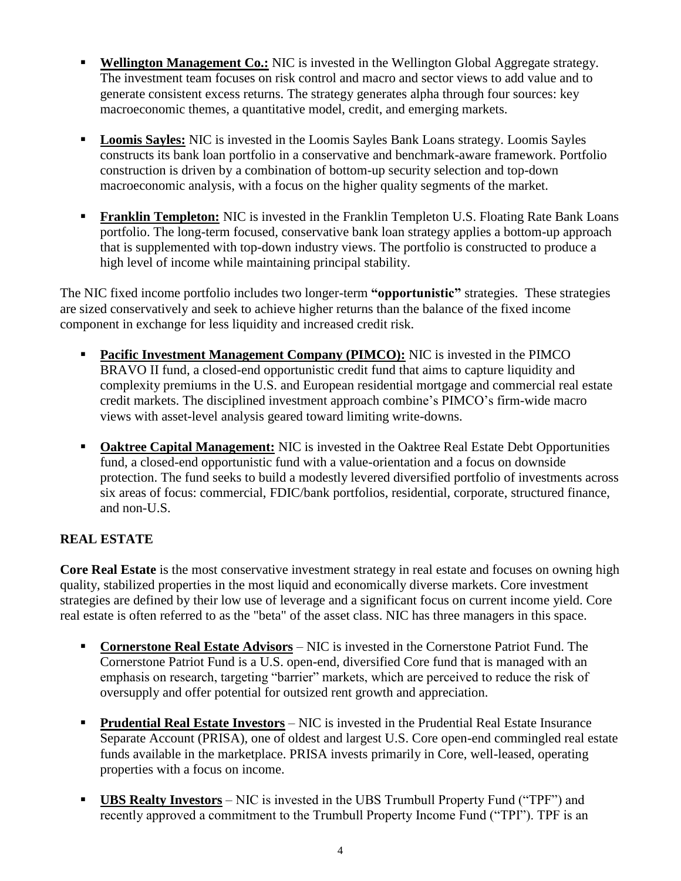- **Wellington Management Co.:** NIC is invested in the Wellington Global Aggregate strategy. The investment team focuses on risk control and macro and sector views to add value and to generate consistent excess returns. The strategy generates alpha through four sources: key macroeconomic themes, a quantitative model, credit, and emerging markets.

- **Loomis Sayles:** NIC is invested in the Loomis Sayles Bank Loans strategy. Loomis Sayles constructs its bank loan portfolio in a conservative and benchmark-aware framework. Portfolio construction is driven by a combination of bottom-up security selection and top-down macroeconomic analysis, with a focus on the higher quality segments of the market.

- **Franklin Templeton:** NIC is invested in the Franklin Templeton U.S. Floating Rate Bank Loans portfolio. The long-term focused, conservative bank loan strategy applies a bottom-up approach that is supplemented with top-down industry views. The portfolio is constructed to produce a high level of income while maintaining principal stability.

The NIC fixed income portfolio includes two longer-term **"opportunistic"** strategies. These strategies are sized conservatively and seek to achieve higher returns than the balance of the fixed income component in exchange for less liquidity and increased credit risk.

- **Pacific Investment Management Company (PIMCO):** NIC is invested in the PIMCO BRAVO II fund, a closed-end opportunistic credit fund that aims to capture liquidity and complexity premiums in the U.S. and European residential mortgage and commercial real estate credit markets. The disciplined investment approach combine's PIMCO's firm-wide macro views with asset-level analysis geared toward limiting write-downs.

- **Oaktree Capital Management:** NIC is invested in the Oaktree Real Estate Debt Opportunities fund, a closed-end opportunistic fund with a value-orientation and a focus on downside protection. The fund seeks to build a modestly levered diversified portfolio of investments across six areas of focus: commercial, FDIC/bank portfolios, residential, corporate, structured finance, and non-U.S.

## REAL ESTATE

**Core Real Estate** is the most conservative investment strategy in real estate and focuses on owning high quality, stabilized properties in the most liquid and economically diverse markets. Core investment strategies are defined by their low use of leverage and a significant focus on current income yield. Core real estate is often referred to as the "beta" of the asset class. NIC has three managers in this space.

- **Cornerstone Real Estate Advisors** – NIC is invested in the Cornerstone Patriot Fund. The Cornerstone Patriot Fund is a U.S. open-end, diversified Core fund that is managed with an emphasis on research, targeting "barrier" markets, which are perceived to reduce the risk of oversupply and offer potential for outsized rent growth and appreciation.

- **Prudential Real Estate Investors** – NIC is invested in the Prudential Real Estate Insurance Separate Account (PRISA), one of oldest and largest U.S. Core open-end commingled real estate funds available in the marketplace. PRISA invests primarily in Core, well-leased, operating properties with a focus on income.

- **UBS Realty Investors** – NIC is invested in the UBS Trumbull Property Fund ("TPF") and recently approved a commitment to the Trumbull Property Income Fund ("TPI"). TPF is an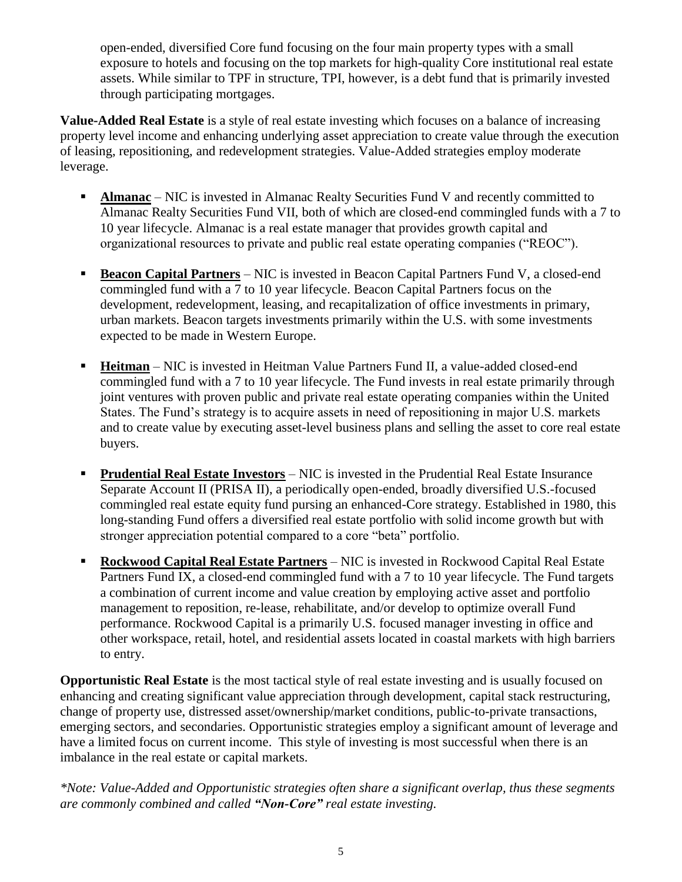open-ended, diversified Core fund focusing on the four main property types with a small exposure to hotels and focusing on the top markets for high-quality Core institutional real estate assets. While similar to TPF in structure, TPI, however, is a debt fund that is primarily invested through participating mortgages.

**Value-Added Real Estate** is a style of real estate investing which focuses on a balance of increasing property level income and enhancing underlying asset appreciation to create value through the execution of leasing, repositioning, and redevelopment strategies. Value-Added strategies employ moderate leverage.

- **Almanac** – NIC is invested in Almanac Realty Securities Fund V and recently committed to Almanac Realty Securities Fund VII, both of which are closed-end commingled funds with a 7 to 10 year lifecycle. Almanac is a real estate manager that provides growth capital and organizational resources to private and public real estate operating companies ("REOC").
- **Beacon Capital Partners** – NIC is invested in Beacon Capital Partners Fund V, a closed-end commingled fund with a 7 to 10 year lifecycle. Beacon Capital Partners focus on the development, redevelopment, leasing, and recapitalization of office investments in primary, urban markets. Beacon targets investments primarily within the U.S. with some investments expected to be made in Western Europe.
- **Heitman** – NIC is invested in Heitman Value Partners Fund II, a value-added closed-end commingled fund with a 7 to 10 year lifecycle. The Fund invests in real estate primarily through joint ventures with proven public and private real estate operating companies within the United States. The Fund's strategy is to acquire assets in need of repositioning in major U.S. markets and to create value by executing asset-level business plans and selling the asset to core real estate buyers.
- **Prudential Real Estate Investors** – NIC is invested in the Prudential Real Estate Insurance Separate Account II (PRISA II), a periodically open-ended, broadly diversified U.S.-focused commingled real estate equity fund pursing an enhanced-Core strategy. Established in 1980, this long-standing Fund offers a diversified real estate portfolio with solid income growth but with stronger appreciation potential compared to a core "beta" portfolio.
- **Rockwood Capital Real Estate Partners** – NIC is invested in Rockwood Capital Real Estate Partners Fund IX, a closed-end commingled fund with a 7 to 10 year lifecycle. The Fund targets a combination of current income and value creation by employing active asset and portfolio management to reposition, re-lease, rehabilitate, and/or develop to optimize overall Fund performance. Rockwood Capital is a primarily U.S. focused manager investing in office and other workspace, retail, hotel, and residential assets located in coastal markets with high barriers to entry.

**Opportunistic Real Estate** is the most tactical style of real estate investing and is usually focused on enhancing and creating significant value appreciation through development, capital stack restructuring, change of property use, distressed asset/ownership/market conditions, public-to-private transactions, emerging sectors, and secondaries. Opportunistic strategies employ a significant amount of leverage and have a limited focus on current income. This style of investing is most successful when there is an imbalance in the real estate or capital markets.

*\*Note: Value-Added and Opportunistic strategies often share a significant overlap, thus these segments are commonly combined and called **"Non-Core"** real estate investing.*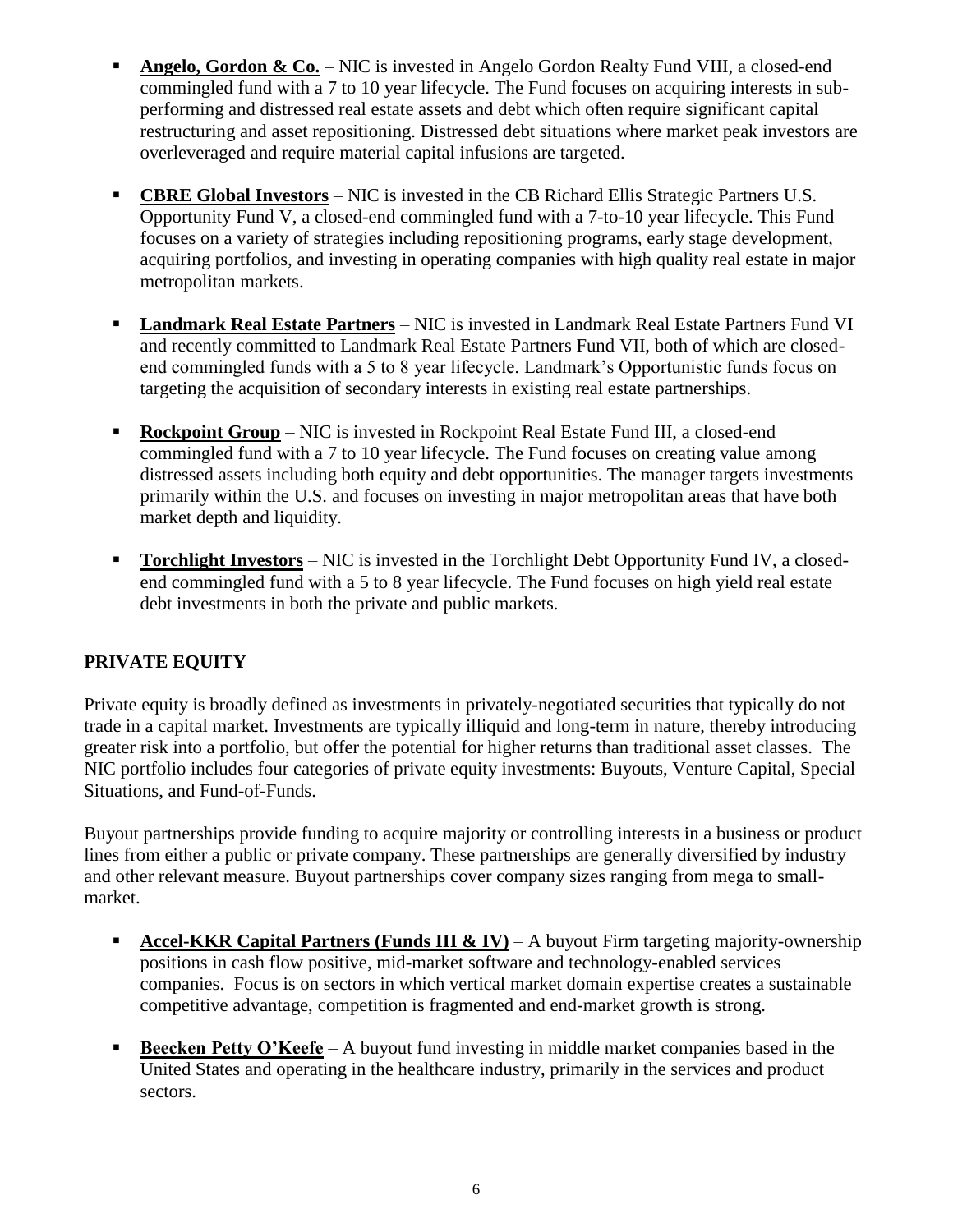- **Angelo, Gordon & Co.** – NIC is invested in Angelo Gordon Realty Fund VIII, a closed-end commingled fund with a 7 to 10 year lifecycle. The Fund focuses on acquiring interests in sub-performing and distressed real estate assets and debt which often require significant capital restructuring and asset repositioning. Distressed debt situations where market peak investors are overleveraged and require material capital infusions are targeted.

- **CBRE Global Investors** – NIC is invested in the CB Richard Ellis Strategic Partners U.S. Opportunity Fund V, a closed-end commingled fund with a 7-to-10 year lifecycle. This Fund focuses on a variety of strategies including repositioning programs, early stage development, acquiring portfolios, and investing in operating companies with high quality real estate in major metropolitan markets.

- **Landmark Real Estate Partners** – NIC is invested in Landmark Real Estate Partners Fund VI and recently committed to Landmark Real Estate Partners Fund VII, both of which are closed-end commingled funds with a 5 to 8 year lifecycle. Landmark's Opportunistic funds focus on targeting the acquisition of secondary interests in existing real estate partnerships.

- **Rockpoint Group** – NIC is invested in Rockpoint Real Estate Fund III, a closed-end commingled fund with a 7 to 10 year lifecycle. The Fund focuses on creating value among distressed assets including both equity and debt opportunities. The manager targets investments primarily within the U.S. and focuses on investing in major metropolitan areas that have both market depth and liquidity.

- **Torchlight Investors** – NIC is invested in the Torchlight Debt Opportunity Fund IV, a closed-end commingled fund with a 5 to 8 year lifecycle. The Fund focuses on high yield real estate debt investments in both the private and public markets.

## PRIVATE EQUITY

Private equity is broadly defined as investments in privately-negotiated securities that typically do not trade in a capital market. Investments are typically illiquid and long-term in nature, thereby introducing greater risk into a portfolio, but offer the potential for higher returns than traditional asset classes. The NIC portfolio includes four categories of private equity investments: Buyouts, Venture Capital, Special Situations, and Fund-of-Funds.

Buyout partnerships provide funding to acquire majority or controlling interests in a business or product lines from either a public or private company. These partnerships are generally diversified by industry and other relevant measure. Buyout partnerships cover company sizes ranging from mega to small-market.

- **Accel-KKR Capital Partners (Funds III & IV)** – A buyout Firm targeting majority-ownership positions in cash flow positive, mid-market software and technology-enabled services companies. Focus is on sectors in which vertical market domain expertise creates a sustainable competitive advantage, competition is fragmented and end-market growth is strong.

- **Beecken Petty O'Keefe** – A buyout fund investing in middle market companies based in the United States and operating in the healthcare industry, primarily in the services and product sectors.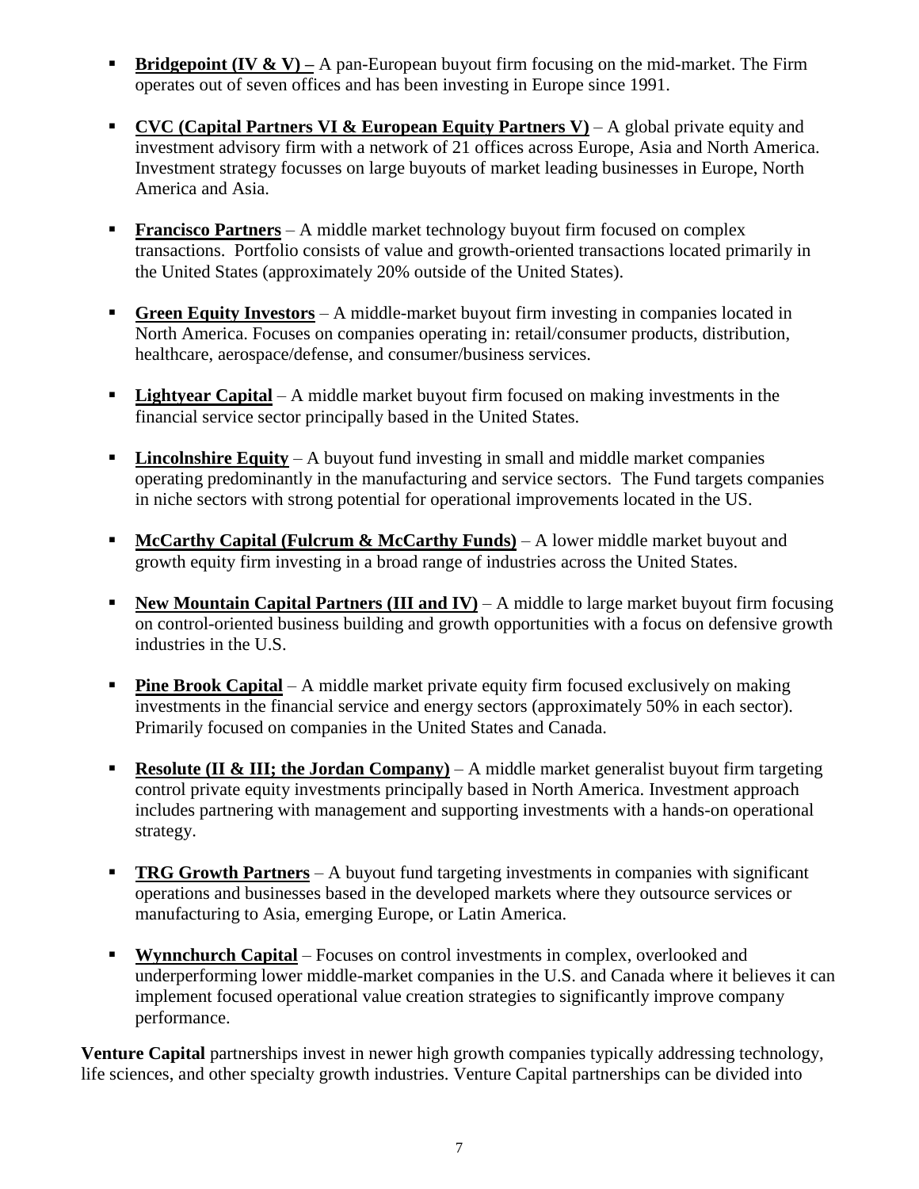- **Bridgepoint (IV & V) –** A pan-European buyout firm focusing on the mid-market. The Firm operates out of seven offices and has been investing in Europe since 1991.

- **CVC (Capital Partners VI & European Equity Partners V)** – A global private equity and investment advisory firm with a network of 21 offices across Europe, Asia and North America. Investment strategy focusses on large buyouts of market leading businesses in Europe, North America and Asia.

- **Francisco Partners** – A middle market technology buyout firm focused on complex transactions. Portfolio consists of value and growth-oriented transactions located primarily in the United States (approximately 20% outside of the United States).

- **Green Equity Investors** – A middle-market buyout firm investing in companies located in North America. Focuses on companies operating in: retail/consumer products, distribution, healthcare, aerospace/defense, and consumer/business services.

- **Lightyear Capital** – A middle market buyout firm focused on making investments in the financial service sector principally based in the United States.

- **Lincolnshire Equity** – A buyout fund investing in small and middle market companies operating predominantly in the manufacturing and service sectors. The Fund targets companies in niche sectors with strong potential for operational improvements located in the US.

- **McCarthy Capital (Fulcrum & McCarthy Funds)** – A lower middle market buyout and growth equity firm investing in a broad range of industries across the United States.

- **New Mountain Capital Partners (III and IV)** – A middle to large market buyout firm focusing on control-oriented business building and growth opportunities with a focus on defensive growth industries in the U.S.

- **Pine Brook Capital** – A middle market private equity firm focused exclusively on making investments in the financial service and energy sectors (approximately 50% in each sector). Primarily focused on companies in the United States and Canada.

- **Resolute (II & III; the Jordan Company)** – A middle market generalist buyout firm targeting control private equity investments principally based in North America. Investment approach includes partnering with management and supporting investments with a hands-on operational strategy.

- **TRG Growth Partners** – A buyout fund targeting investments in companies with significant operations and businesses based in the developed markets where they outsource services or manufacturing to Asia, emerging Europe, or Latin America.

- **Wynnchurch Capital** – Focuses on control investments in complex, overlooked and underperforming lower middle-market companies in the U.S. and Canada where it believes it can implement focused operational value creation strategies to significantly improve company performance.

**Venture Capital** partnerships invest in newer high growth companies typically addressing technology, life sciences, and other specialty growth industries. Venture Capital partnerships can be divided into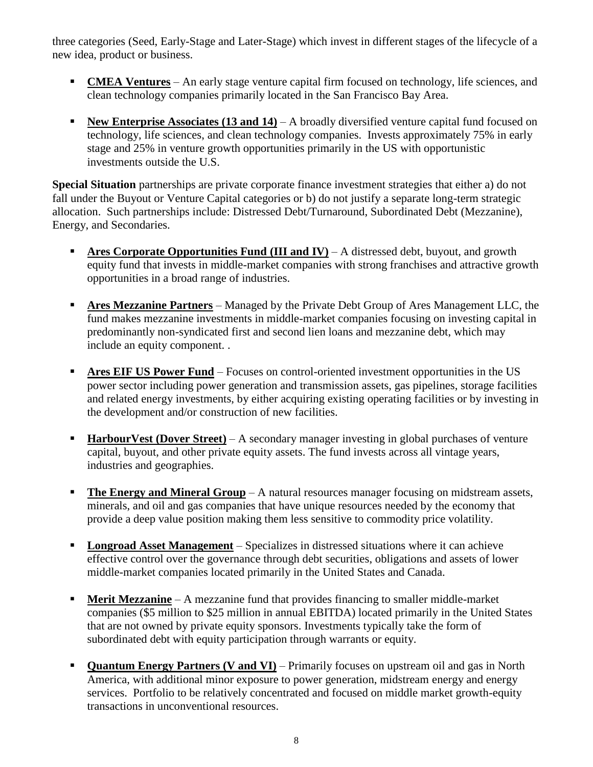three categories (Seed, Early-Stage and Later-Stage) which invest in different stages of the lifecycle of a new idea, product or business.

- **CMEA Ventures** – An early stage venture capital firm focused on technology, life sciences, and clean technology companies primarily located in the San Francisco Bay Area.

- **New Enterprise Associates (13 and 14)** – A broadly diversified venture capital fund focused on technology, life sciences, and clean technology companies. Invests approximately 75% in early stage and 25% in venture growth opportunities primarily in the US with opportunistic investments outside the U.S.

**Special Situation** partnerships are private corporate finance investment strategies that either a) do not fall under the Buyout or Venture Capital categories or b) do not justify a separate long-term strategic allocation. Such partnerships include: Distressed Debt/Turnaround, Subordinated Debt (Mezzanine), Energy, and Secondaries.

- **Ares Corporate Opportunities Fund (III and IV)** – A distressed debt, buyout, and growth equity fund that invests in middle-market companies with strong franchises and attractive growth opportunities in a broad range of industries.

- **Ares Mezzanine Partners** – Managed by the Private Debt Group of Ares Management LLC, the fund makes mezzanine investments in middle-market companies focusing on investing capital in predominantly non-syndicated first and second lien loans and mezzanine debt, which may include an equity component. .

- **Ares EIF US Power Fund** – Focuses on control-oriented investment opportunities in the US power sector including power generation and transmission assets, gas pipelines, storage facilities and related energy investments, by either acquiring existing operating facilities or by investing in the development and/or construction of new facilities.

- **HarbourVest (Dover Street)** – A secondary manager investing in global purchases of venture capital, buyout, and other private equity assets. The fund invests across all vintage years, industries and geographies.

- **The Energy and Mineral Group** – A natural resources manager focusing on midstream assets, minerals, and oil and gas companies that have unique resources needed by the economy that provide a deep value position making them less sensitive to commodity price volatility.

- **Longroad Asset Management** – Specializes in distressed situations where it can achieve effective control over the governance through debt securities, obligations and assets of lower middle-market companies located primarily in the United States and Canada.

- **Merit Mezzanine** – A mezzanine fund that provides financing to smaller middle-market companies ($5 million to $25 million in annual EBITDA) located primarily in the United States that are not owned by private equity sponsors. Investments typically take the form of subordinated debt with equity participation through warrants or equity.

- **Quantum Energy Partners (V and VI)** – Primarily focuses on upstream oil and gas in North America, with additional minor exposure to power generation, midstream energy and energy services. Portfolio to be relatively concentrated and focused on middle market growth-equity transactions in unconventional resources.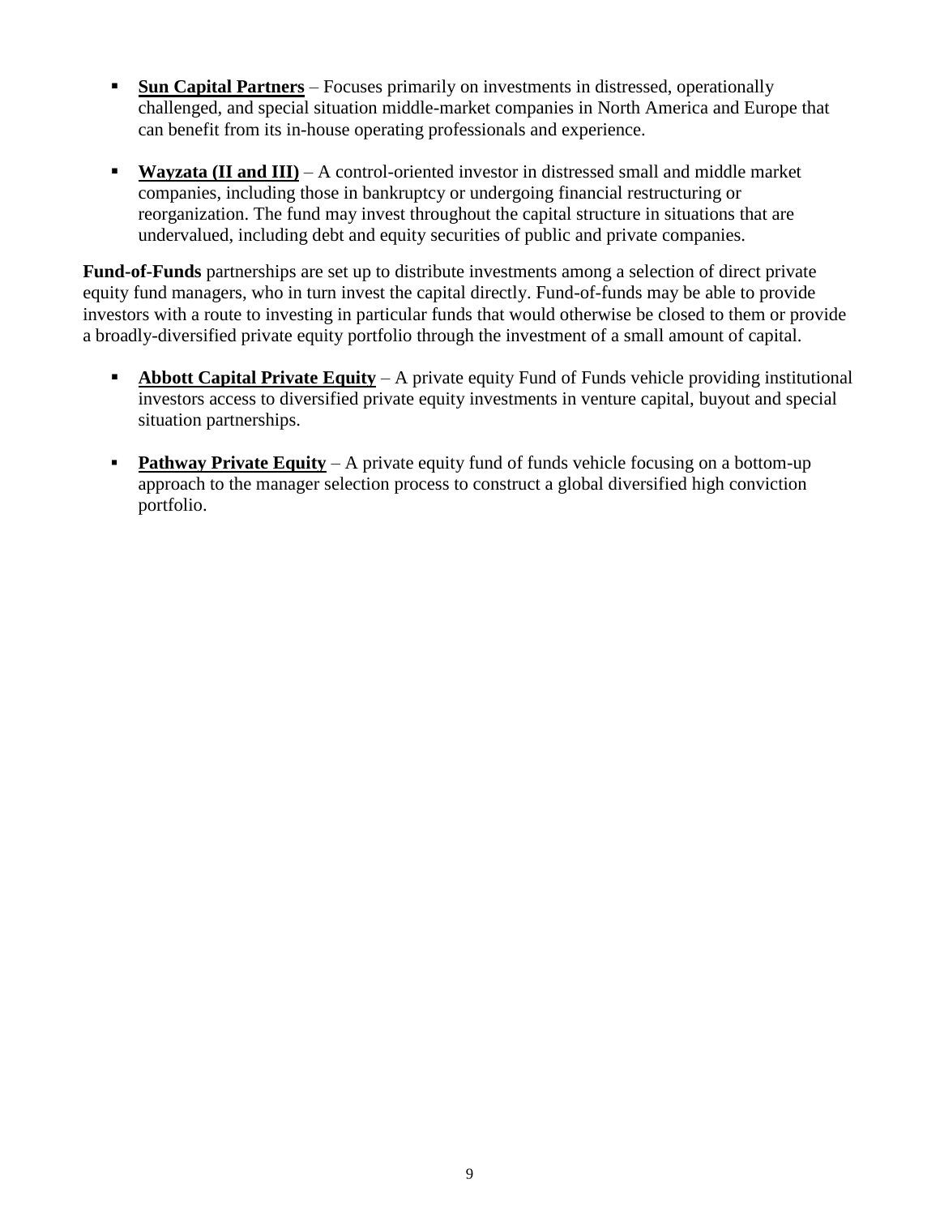- **Sun Capital Partners** – Focuses primarily on investments in distressed, operationally challenged, and special situation middle-market companies in North America and Europe that can benefit from its in-house operating professionals and experience.

- **Wayzata (II and III)** – A control-oriented investor in distressed small and middle market companies, including those in bankruptcy or undergoing financial restructuring or reorganization. The fund may invest throughout the capital structure in situations that are undervalued, including debt and equity securities of public and private companies.

**Fund-of-Funds** partnerships are set up to distribute investments among a selection of direct private equity fund managers, who in turn invest the capital directly. Fund-of-funds may be able to provide investors with a route to investing in particular funds that would otherwise be closed to them or provide a broadly-diversified private equity portfolio through the investment of a small amount of capital.

- **Abbott Capital Private Equity** – A private equity Fund of Funds vehicle providing institutional investors access to diversified private equity investments in venture capital, buyout and special situation partnerships.

- **Pathway Private Equity** – A private equity fund of funds vehicle focusing on a bottom-up approach to the manager selection process to construct a global diversified high conviction portfolio.